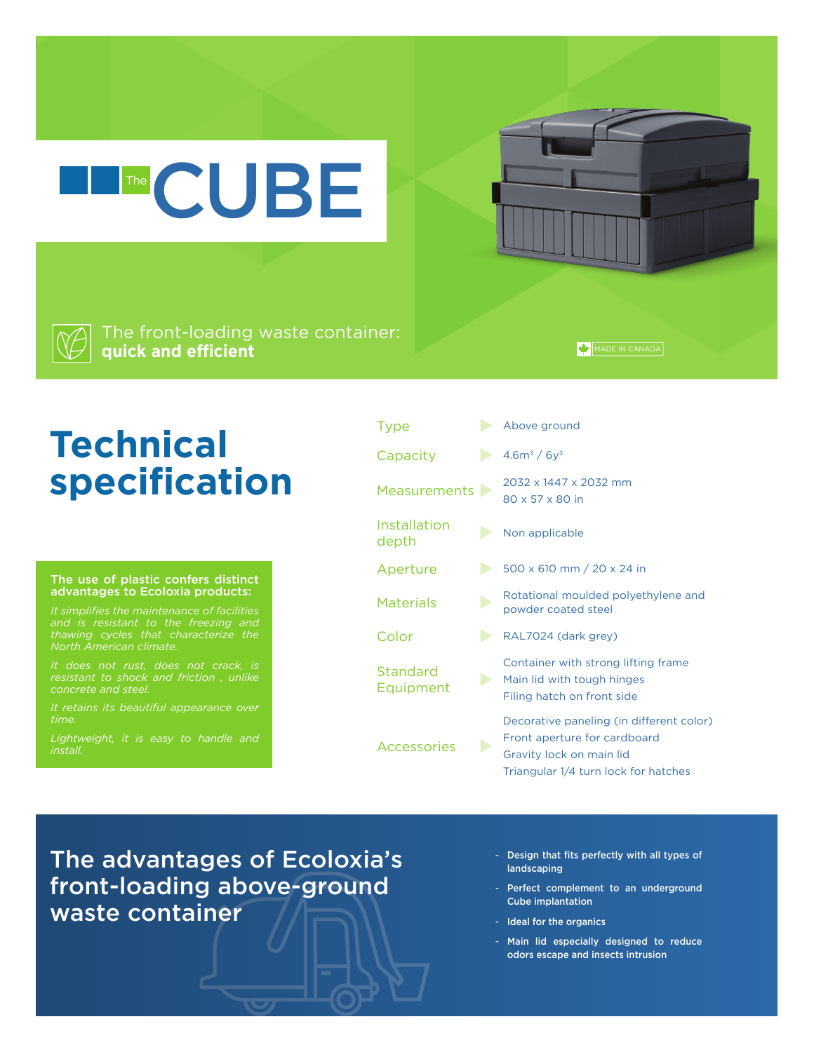# The CUBE

The front-loading waste container: **quick and efficient**

MADE IN CANADA

## Technical specification

| | |
|---|---|
| Type | Above ground |
| Capacity | 4.6m³ / 6y³ |
| Measurements | 2032 x 1447 x 2032 mm<br>80 x 57 x 80 in |
| Installation depth | Non applicable |
| Aperture | 500 x 610 mm / 20 x 24 in |
| Materials | Rotational moulded polyethylene and powder coated steel |
| Color | RAL7024 (dark grey) |
| Standard Equipment | Container with strong lifting frame<br>Main lid with tough hinges<br>Filing hatch on front side |
| Accessories | Decorative paneling (in different color)<br>Front aperture for cardboard<br>Gravity lock on main lid<br>Triangular 1/4 turn lock for hatches |

**The use of plastic confers distinct advantages to Ecoloxia products:**

*It simplifies the maintenance of facilities and is resistant to the freezing and thawing cycles that characterize the North American climate.*

*It does not rust, does not crack, is resistant to shock and friction , unlike concrete and steel.*

*It retains its beautiful appearance over time.*

*Lightweight, it is easy to handle and install.*

## The advantages of Ecoloxia's front-loading above-ground waste container

- Design that fits perfectly with all types of landscaping
- Perfect complement to an underground Cube implantation
- Ideal for the organics
- Main lid especially designed to reduce odors escape and insects intrusion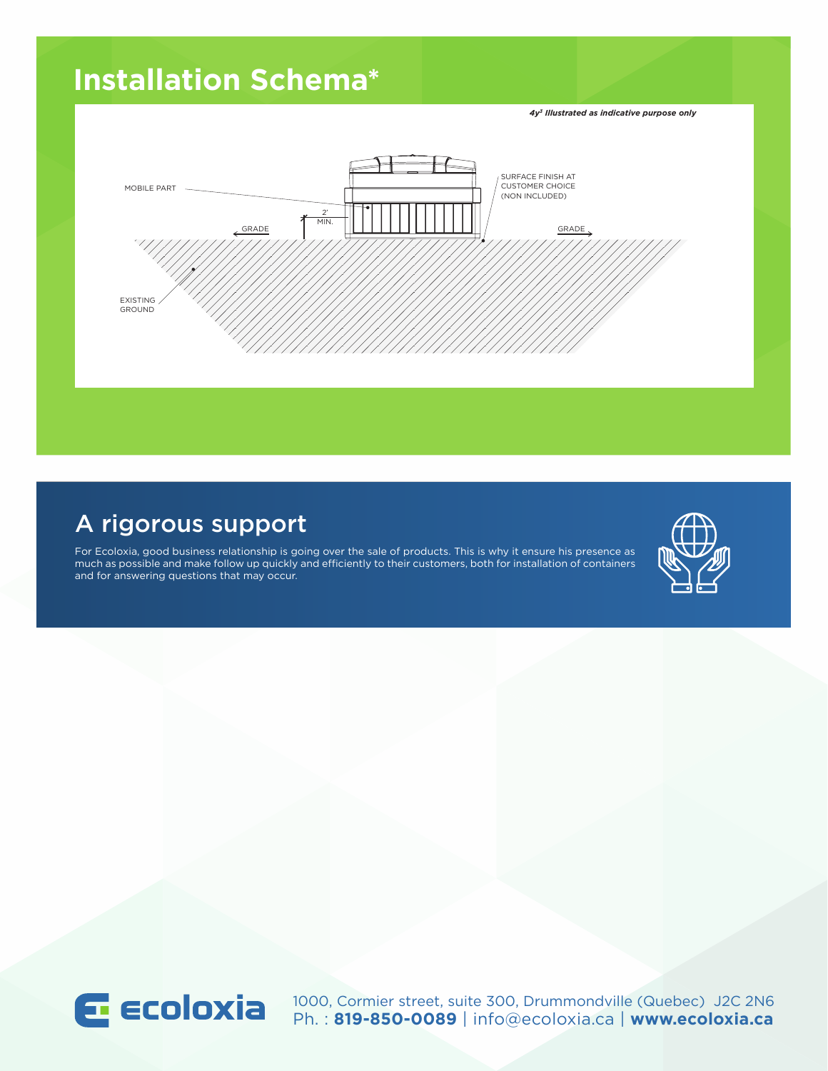# Installation Schema*

*4y³ Illustrated as indicative purpose only*

MOBILE PART

SURFACE FINISH AT CUSTOMER CHOICE (NON INCLUDED)

2' MIN.

GRADE

GRADE

EXISTING GROUND

## A rigorous support

For Ecoloxia, good business relationship is going over the sale of products. This is why it ensure his presence as much as possible and make follow up quickly and efficiently to their customers, both for installation of containers and for answering questions that may occur.

ecoloxia

1000, Cormier street, suite 300, Drummondville (Quebec) J2C 2N6
Ph. : **819-850-0089** | info@ecoloxia.ca | **www.ecoloxia.ca**